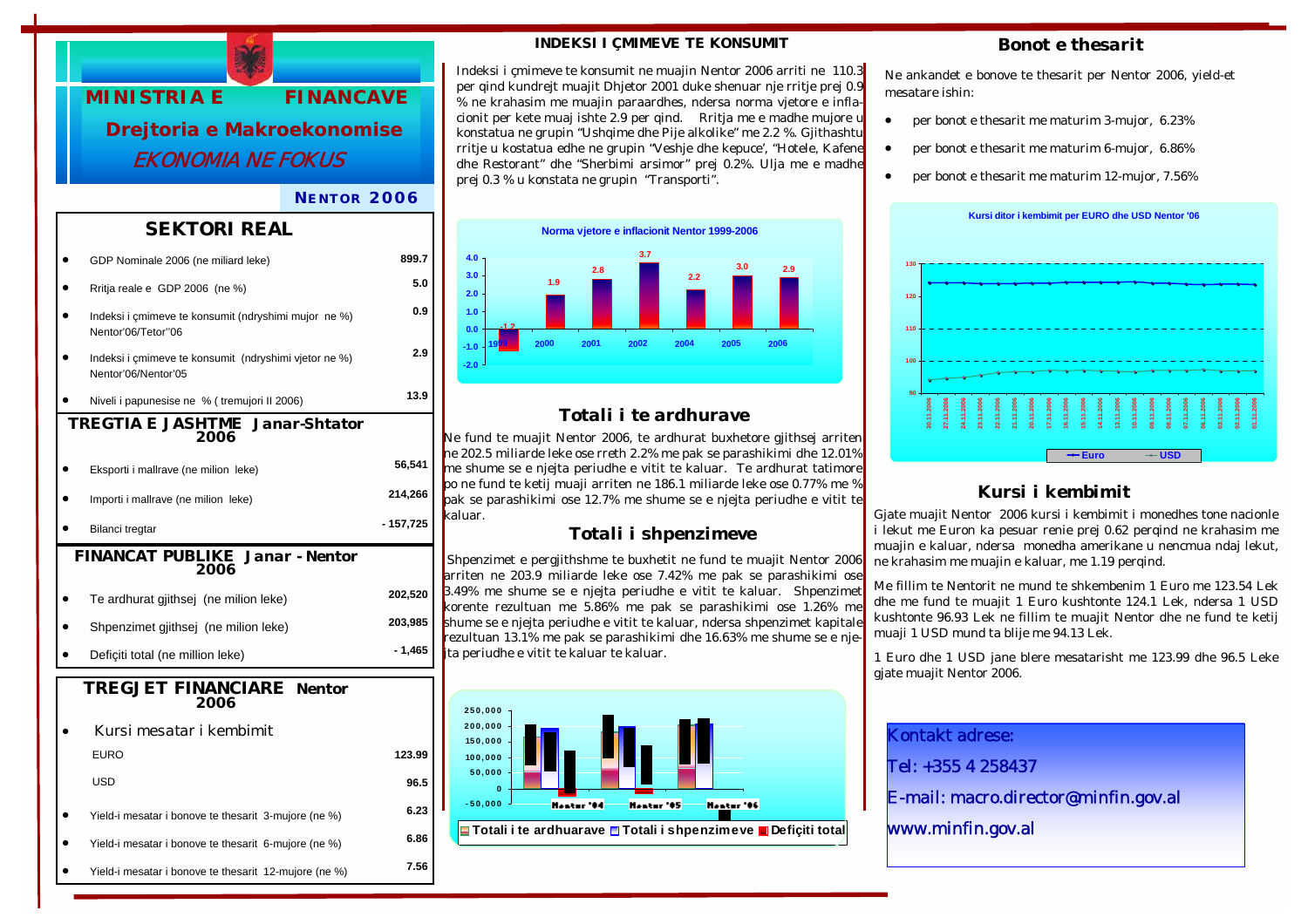# MINISTRIA E FINANCAVE

## Drejtoria e Makroekonomise

*EKONOMIA NE FOKUS*

**NENTOR 2006**

## SEKTORI REAL

| | |
|---|---|
| GDP Nominale 2006 (ne miliard leke) | 899.7 |
| Rritja reale e GDP 2006 (ne %) | 5.0 |
| Indeksi i çmimeve te konsumit (ndryshimi mujor ne %) Nentor'06/Tetor'06 | 0.9 |
| Indeksi i çmimeve te konsumit (ndryshimi vjetor ne %) Nentor'06/Nentor'05 | 2.9 |
| Niveli i papunesise ne % ( tremujori II 2006) | 13.9 |

## TREGTIA E JASHTME Janar-Shtator 2006

| | |
|---|---|
| Eksporti i mallrave (ne milion leke) | 56,541 |
| Importi i mallrave (ne milion leke) | 214,266 |
| Bilanci tregtar | - 157,725 |

## FINANCAT PUBLIKE Janar - Nentor 2006

| | |
|---|---|
| Te ardhurat gjithsej (ne milion leke) | 202,520 |
| Shpenzimet gjithsej (ne milion leke) | 203,985 |
| Deficiti total (ne million leke) | - 1,465 |

## TREGJET FINANCIARE Nentor 2006

| | |
|---|---|
| Kursi mesatar i kembimit | |
| EURO | 123.99 |
| USD | 96.5 |
| Yield-i mesatar i bonove te thesarit 3-mujore (ne %) | 6.23 |
| Yield-i mesatar i bonove te thesarit 6-mujore (ne %) | 6.86 |
| Yield-i mesatar i bonove te thesarit 12-mujore (ne %) | 7.56 |

## INDEKSI I ÇMIMEVE TE KONSUMIT

Indeksi i çmimeve te konsumit ne muajin Nentor 2006 arriti ne 110.3 per qind kundrejt muajit Dhjetor 2001 duke shenuar nje rritje prej 0.9 % ne krahasim me muajin paraardhes, ndersa norma vjetore e inflacionit per kete muaj ishte 2.9 per qind. Rritja me e madhe mujore u konstatua ne grupin "Ushqime dhe Pije alkolike" me 2.2 %. Gjithashtu rritje u kostatua edhe ne grupin "Veshje dhe kepuce', "Hotele, Kafene dhe Restorant" dhe "Sherbimi arsimor" prej 0.2%. Ulja me e madhe prej 0.3 % u konstata ne grupin "Transporti".

**Norma vjetore e inflacionit Nentor 1999-2006**

| Viti | 1999 | 2000 | 2001 | 2002 | 2004 | 2005 | 2006 |
|---|---|---|---|---|---|---|---|
| % | -1.2 | 1.9 | 2.8 | 3.7 | 2.2 | 3.0 | 2.9 |

## Totali i te ardhurave

Ne fund te muajit Nentor 2006, te ardhurat buxhetore gjithsej arriten ne 202.5 miliarde leke ose rreth 2.2% me pak se parashikimi dhe 12.01% me shume se e njejta periudhe e vitit te kaluar. Te ardhurat tatimore po ne fund te ketij muaji arriten ne 186.1 miliarde leke ose 0.77% me % pak se parashikimi ose 12.7% me shume se e njejta periudhe e vitit te kaluar.

## Totali i shpenzimeve

Shpenzimet e pergjithshme te buxhetit ne fund te muajit Nentor 2006 arriten ne 203.9 miliarde leke ose 7.42% me pak se parashikimi ose 3.49% me shume se e njejta periudhe e vitit te kaluar. Shpenzimet korente rezultuan me 5.86% me pak se parashikimi ose 1.26% me shume se e njejta periudhe e vitit te kaluar, ndersa shpenzimet kapitale rezultuan 13.1% me pak se parashikimi dhe 16.63% me shume se e njejta periudhe e vitit te kaluar te kaluar.

Nentor '04 — Nentor '05 — Nentor '06

Totali i te ardhuarave — Totali i shpenzimeve — Deficiti total

## Bonot e thesarit

Ne ankandet e bonove te thesarit per Nentor 2006, yield-et mesatare ishin:

- per bonot e thesarit me maturim 3-mujor, 6.23%
- per bonot e thesarit me maturim 6-mujor, 6.86%
- per bonot e thesarit me maturim 12-mujor, 7.56%

**Kursi ditor i kembimit per EURO dhe USD Nentor '06**

Euro — USD

## Kursi i kembimit

Gjate muajit Nentor 2006 kursi i kembimit i monedhes tone nacionle i lekut me Euron ka pesuar renie prej 0.62 perqind ne krahasim me muajin e kaluar, ndersa monedha amerikane u nencmua ndaj lekut, ne krahasim me muajin e kaluar, me 1.19 perqind.

Me fillim te Nentorit ne mund te shkembenim 1 Euro me 123.54 Lek dhe me fund te muajit 1 Euro kushtonte 124.1 Lek, ndersa 1 USD kushtonte 96.93 Lek ne fillim te muajit Nentor dhe ne fund te ketij muaji 1 USD mund ta blije me 94.13 Lek.

1 Euro dhe 1 USD jane blere mesatarisht me 123.99 dhe 96.5 Leke gjate muajit Nentor 2006.

Kontakt adrese:

Tel: +355 4 258437

E-mail: macro.director@minfin.gov.al

www.minfin.gov.al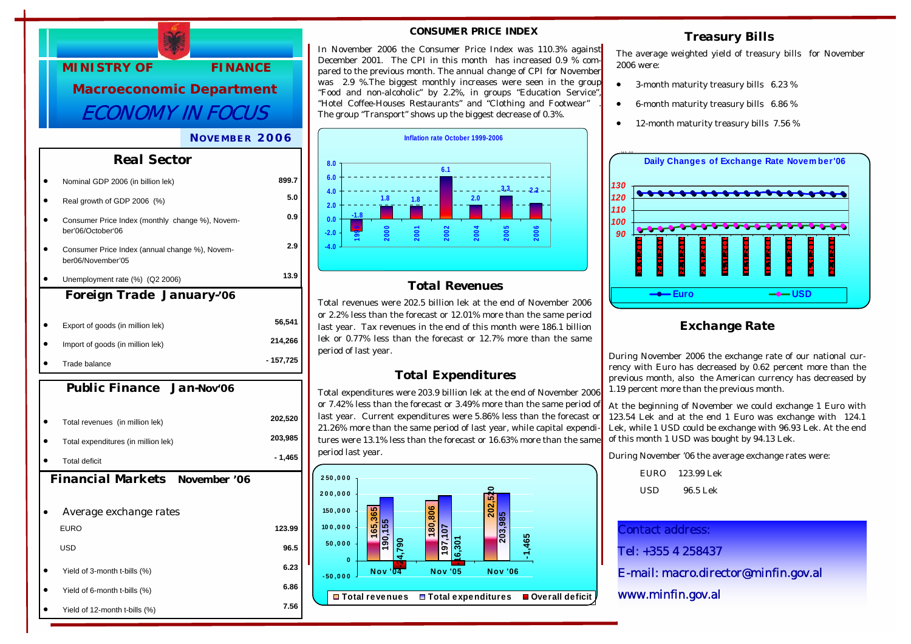# MINISTRY OF FINANCE

## Macroeconomic Department

### *ECONOMY IN FOCUS*

**NOVEMBER 2006**

## Real Sector

| | |
|---|---|
| Nominal GDP 2006 (in billion lek) | 899.7 |
| Real growth of GDP 2006 (%) | 5.0 |
| Consumer Price Index (monthly change %), November'06/October'06 | 0.9 |
| Consumer Price Index (annual change %), November06/November'05 | 2.9 |
| Unemployment rate (%) (Q2 2006) | 13.9 |

## Foreign Trade January-'06

| | |
|---|---|
| Export of goods (in million lek) | 56,541 |
| Import of goods (in million lek) | 214,266 |
| Trade balance | - 157,725 |

## Public Finance Jan-Nov'06

| | |
|---|---|
| Total revenues (in million lek) | 202,520 |
| Total expenditures (in million lek) | 203,985 |
| Total deficit | - 1,465 |

## Financial Markets November '06

| | |
|---|---|
| Average exchange rates | |
| EURO | 123.99 |
| USD | 96.5 |
| Yield of 3-month t-bills (%) | 6.23 |
| Yield of 6-month t-bills (%) | 6.86 |
| Yield of 12-month t-bills (%) | 7.56 |

## CONSUMER PRICE INDEX

In November 2006 the Consumer Price Index was 110.3% against December 2001. The CPI in this month has increased 0.9 % compared to the previous month. The annual change of CPI for November was 2.9 %.The biggest monthly increases were seen in the group "Food and non-alcoholic" by 2.2%, in groups "Education Service", "Hotel Coffee-Houses Restaurants" and "Clothing and Footwear" . The group "Transport" shows up the biggest decrease of 0.3%.

Inflation rate October 1999-2006

1999: -1.8
2000: 1.8
2001: 1.8
2002: 6.1
2004: 2.0
2005: 3.3
2006: 2.2

## Total Revenues

Total revenues were 202.5 billion lek at the end of November 2006 or 2.2% less than the forecast or 12.01% more than the same period last year. Tax revenues in the end of this month were 186.1 billion lek or 0.77% less than the forecast or 12.7% more than the same period of last year.

## Total Expenditures

Total expenditures were 203.9 billion lek at the end of November 2006 or 7.42% less than the forecast or 3.49% more than the same period of last year. Current expenditures were 5.86% less than the forecast or 21.26% more than the same period of last year, while capital expenditures were 13.1% less than the forecast or 16.63% more than the same period last year.

Nov '04: 165,365; 190,155; -24,790
Nov '05: 180,806; 197,107; -16,301
Nov '06: 202,520; 203,985; -1,465

Total revenues | Total expenditures | Overall deficit

## Treasury Bills

The average weighted yield of treasury bills for November 2006 were:

- 3-month maturity treasury bills 6.23 %
- 6-month maturity treasury bills 6.86 %
- 12-month maturity treasury bills 7.56 %

Daily Changes of Exchange Rate November'06

Euro — USD

## Exchange Rate

During November 2006 the exchange rate of our national currency with Euro has decreased by 0.62 percent more than the previous month, also the American currency has decreased by 1.19 percent more than the previous month.

At the beginning of November we could exchange 1 Euro with 123.54 Lek and at the end 1 Euro was exchange with 124.1 Lek, while 1 USD could be exchange with 96.93 Lek. At the end of this month 1 USD was bought by 94.13 Lek.

During November '06 the average exchange rates were:

EURO 123.99 Lek

USD 96.5 Lek

Contact address:

Tel: +355 4 258437

E-mail: macro.director@minfin.gov.al

www.minfin.gov.al